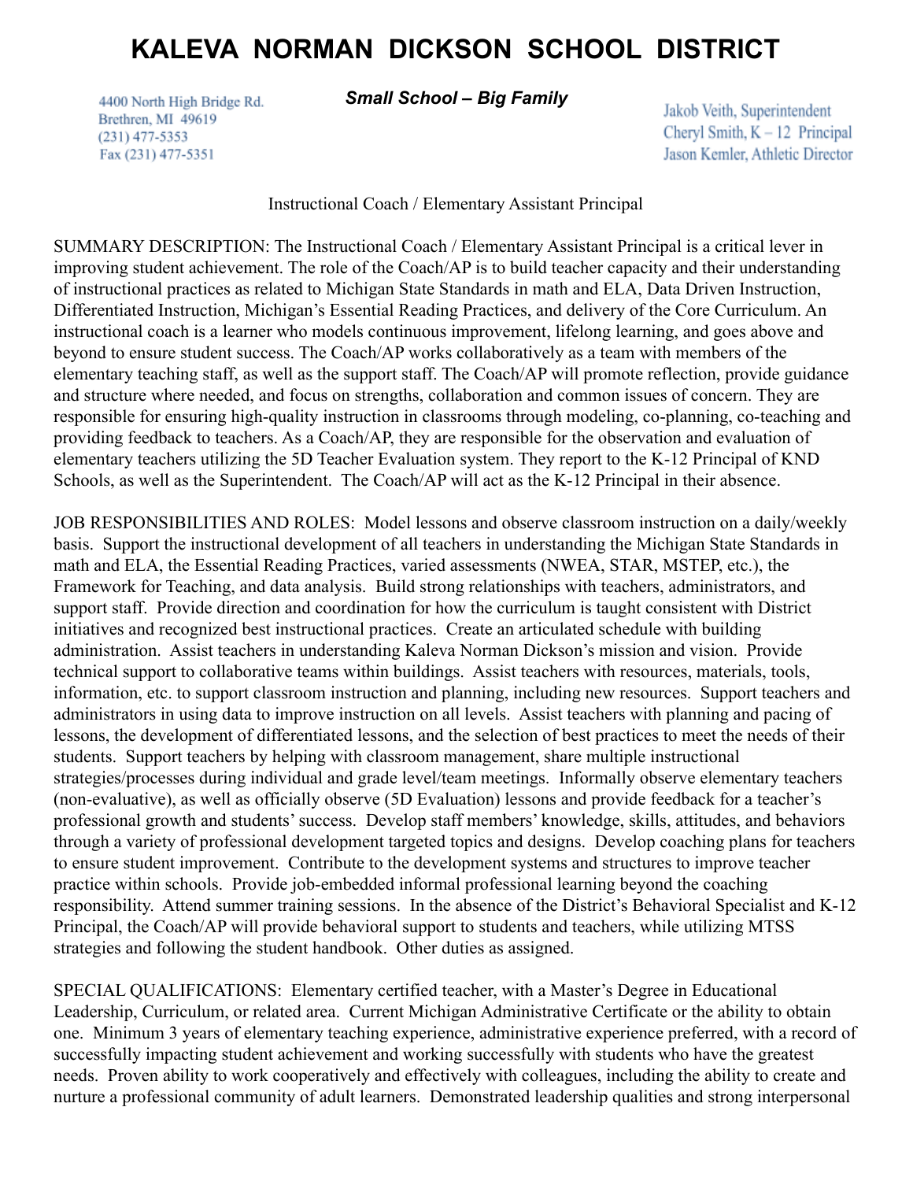# KALEVA NORMAN DICKSON SCHOOL DISTRICT

4400 North High Bridge Rd.
Brethren, MI 49619
(231) 477-5353
Fax (231) 477-5351

***Small School – Big Family***

Jakob Veith, Superintendent
Cheryl Smith, K – 12 Principal
Jason Kemler, Athletic Director

Instructional Coach / Elementary Assistant Principal

SUMMARY DESCRIPTION: The Instructional Coach / Elementary Assistant Principal is a critical lever in improving student achievement. The role of the Coach/AP is to build teacher capacity and their understanding of instructional practices as related to Michigan State Standards in math and ELA, Data Driven Instruction, Differentiated Instruction, Michigan's Essential Reading Practices, and delivery of the Core Curriculum. An instructional coach is a learner who models continuous improvement, lifelong learning, and goes above and beyond to ensure student success. The Coach/AP works collaboratively as a team with members of the elementary teaching staff, as well as the support staff. The Coach/AP will promote reflection, provide guidance and structure where needed, and focus on strengths, collaboration and common issues of concern. They are responsible for ensuring high-quality instruction in classrooms through modeling, co-planning, co-teaching and providing feedback to teachers. As a Coach/AP, they are responsible for the observation and evaluation of elementary teachers utilizing the 5D Teacher Evaluation system. They report to the K-12 Principal of KND Schools, as well as the Superintendent. The Coach/AP will act as the K-12 Principal in their absence.

JOB RESPONSIBILITIES AND ROLES: Model lessons and observe classroom instruction on a daily/weekly basis. Support the instructional development of all teachers in understanding the Michigan State Standards in math and ELA, the Essential Reading Practices, varied assessments (NWEA, STAR, MSTEP, etc.), the Framework for Teaching, and data analysis. Build strong relationships with teachers, administrators, and support staff. Provide direction and coordination for how the curriculum is taught consistent with District initiatives and recognized best instructional practices. Create an articulated schedule with building administration. Assist teachers in understanding Kaleva Norman Dickson's mission and vision. Provide technical support to collaborative teams within buildings. Assist teachers with resources, materials, tools, information, etc. to support classroom instruction and planning, including new resources. Support teachers and administrators in using data to improve instruction on all levels. Assist teachers with planning and pacing of lessons, the development of differentiated lessons, and the selection of best practices to meet the needs of their students. Support teachers by helping with classroom management, share multiple instructional strategies/processes during individual and grade level/team meetings. Informally observe elementary teachers (non-evaluative), as well as officially observe (5D Evaluation) lessons and provide feedback for a teacher's professional growth and students' success. Develop staff members' knowledge, skills, attitudes, and behaviors through a variety of professional development targeted topics and designs. Develop coaching plans for teachers to ensure student improvement. Contribute to the development systems and structures to improve teacher practice within schools. Provide job-embedded informal professional learning beyond the coaching responsibility. Attend summer training sessions. In the absence of the District's Behavioral Specialist and K-12 Principal, the Coach/AP will provide behavioral support to students and teachers, while utilizing MTSS strategies and following the student handbook. Other duties as assigned.

SPECIAL QUALIFICATIONS: Elementary certified teacher, with a Master's Degree in Educational Leadership, Curriculum, or related area. Current Michigan Administrative Certificate or the ability to obtain one. Minimum 3 years of elementary teaching experience, administrative experience preferred, with a record of successfully impacting student achievement and working successfully with students who have the greatest needs. Proven ability to work cooperatively and effectively with colleagues, including the ability to create and nurture a professional community of adult learners. Demonstrated leadership qualities and strong interpersonal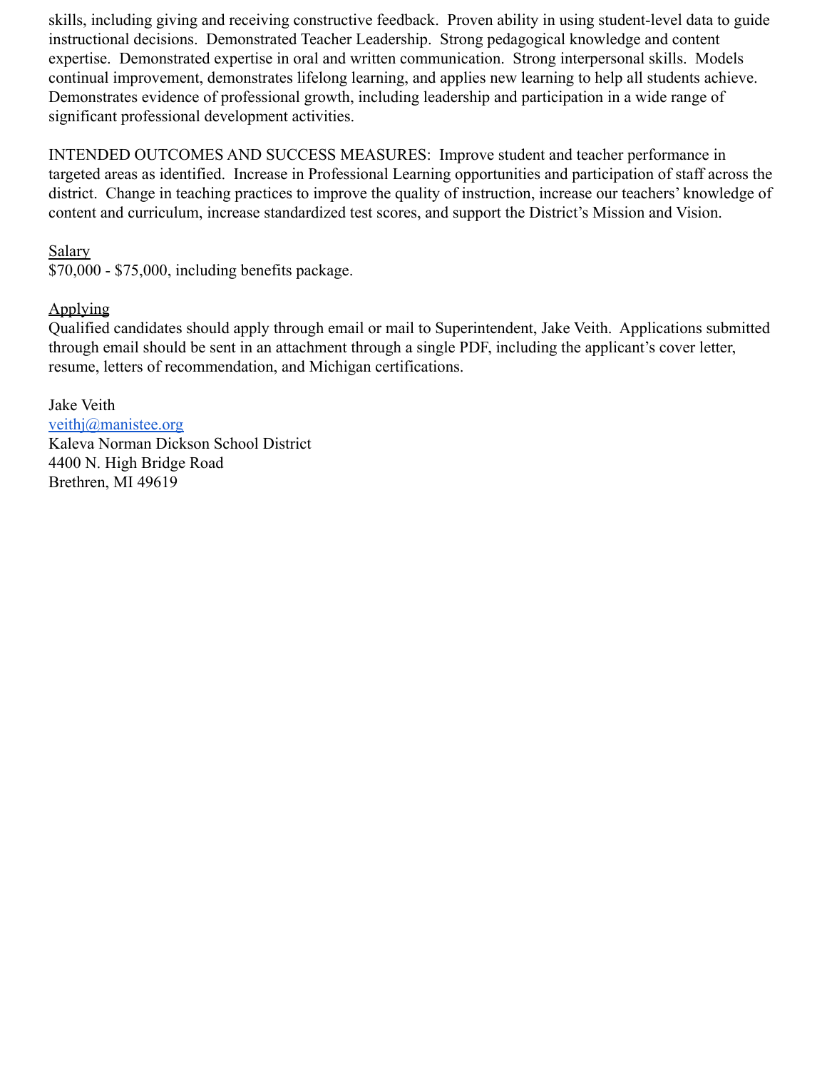skills, including giving and receiving constructive feedback. Proven ability in using student-level data to guide instructional decisions. Demonstrated Teacher Leadership. Strong pedagogical knowledge and content expertise. Demonstrated expertise in oral and written communication. Strong interpersonal skills. Models continual improvement, demonstrates lifelong learning, and applies new learning to help all students achieve. Demonstrates evidence of professional growth, including leadership and participation in a wide range of significant professional development activities.

INTENDED OUTCOMES AND SUCCESS MEASURES: Improve student and teacher performance in targeted areas as identified. Increase in Professional Learning opportunities and participation of staff across the district. Change in teaching practices to improve the quality of instruction, increase our teachers' knowledge of content and curriculum, increase standardized test scores, and support the District's Mission and Vision.

<u>Salary</u>

$70,000 - $75,000, including benefits package.

<u>Applying</u>

Qualified candidates should apply through email or mail to Superintendent, Jake Veith. Applications submitted through email should be sent in an attachment through a single PDF, including the applicant's cover letter, resume, letters of recommendation, and Michigan certifications.

Jake Veith  
veithj@manistee.org  
Kaleva Norman Dickson School District  
4400 N. High Bridge Road  
Brethren, MI 49619